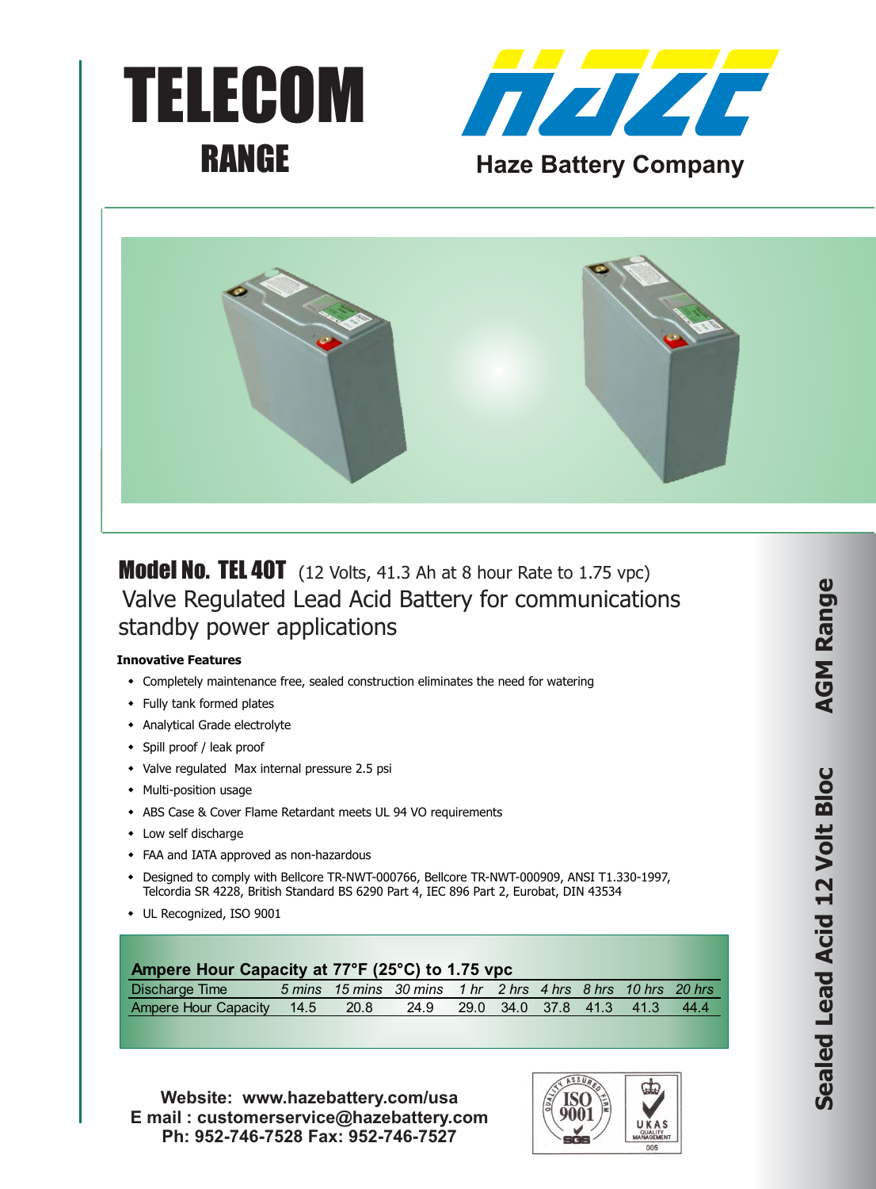# TELECOM

## RANGE

**Haze Battery Company**

## Model No. TEL 40T (12 Volts, 41.3 Ah at 8 hour Rate to 1.75 vpc)

Valve Regulated Lead Acid Battery for communications standby power applications

**Innovative Features**

- Completely maintenance free, sealed construction eliminates the need for watering
- Fully tank formed plates
- Analytical Grade electrolyte
- Spill proof / leak proof
- Valve regulated Max internal pressure 2.5 psi
- Multi-position usage
- ABS Case & Cover Flame Retardant meets UL 94 VO requirements
- Low self discharge
- FAA and IATA approved as non-hazardous
- Designed to comply with Bellcore TR-NWT-000766, Bellcore TR-NWT-000909, ANSI T1.330-1997, Telcordia SR 4228, British Standard BS 6290 Part 4, IEC 896 Part 2, Eurobat, DIN 43534
- UL Recognized, ISO 9001

**Ampere Hour Capacity at 77°F (25°C) to 1.75 vpc**

| Discharge Time | *5 mins* | *15 mins* | *30 mins* | *1 hr* | *2 hrs* | *4 hrs* | *8 hrs* | *10 hrs* | *20 hrs* |
|---|---|---|---|---|---|---|---|---|---|
| Ampere Hour Capacity | 14.5 | 20.8 | 24.9 | 29.0 | 34.0 | 37.8 | 41.3 | 41.3 | 44.4 |

**Website: www.hazebattery.com/usa**
**E mail : customerservice@hazebattery.com**
**Ph: 952-746-7528 Fax: 952-746-7527**

**Sealed Lead Acid 12 Volt Bloc AGM Range**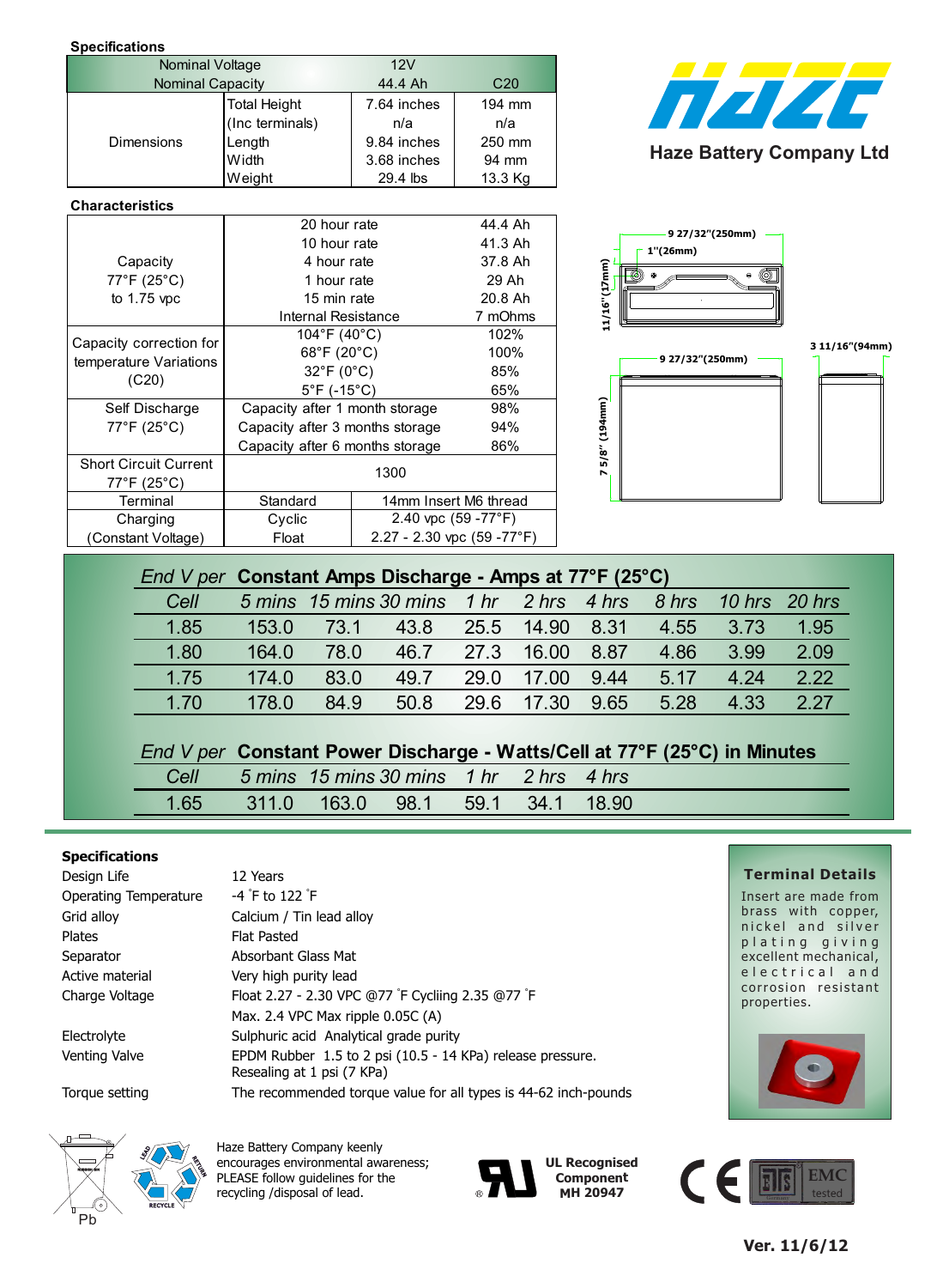**Specifications**

| | | | |
|---|---|---|---|
| Nominal Voltage | | 12V | |
| Nominal Capacity | | 44.4 Ah | C20 |
| Dimensions | Total Height | 7.64 inches | 194 mm |
| | (Inc terminals) | n/a | n/a |
| | Length | 9.84 inches | 250 mm |
| | Width | 3.68 inches | 94 mm |
| | Weight | 29.4 lbs | 13.3 Kg |

**Haze Battery Company Ltd**

**Characteristics**

| | | |
|---|---|---|
| Capacity 77°F (25°C) to 1.75 vpc | 20 hour rate | 44.4 Ah |
| | 10 hour rate | 41.3 Ah |
| | 4 hour rate | 37.8 Ah |
| | 1 hour rate | 29 Ah |
| | 15 min rate | 20.8 Ah |
| | Internal Resistance | 7 mOhms |
| Capacity correction for temperature Variations (C20) | 104°F (40°C) | 102% |
| | 68°F (20°C) | 100% |
| | 32°F (0°C) | 85% |
| | 5°F (-15°C) | 65% |
| Self Discharge 77°F (25°C) | Capacity after 1 month storage | 98% |
| | Capacity after 3 months storage | 94% |
| | Capacity after 6 months storage | 86% |
| Short Circuit Current 77°F (25°C) | 1300 | |
| Terminal | Standard | 14mm Insert M6 thread |
| Charging (Constant Voltage) | Cyclic | 2.40 vpc (59 -77°F) |
| | Float | 2.27 - 2.30 vpc (59 -77°F) |

9 27/32"(250mm)
1"(26mm)
11/16" (17mm)
9 27/32"(250mm)
7 5/8" (194mm)
3 11/16"(94mm)

**Constant Amps Discharge - Amps at 77°F (25°C)**

| *End V per Cell* | *5 mins* | *15 mins* | *30 mins* | *1 hr* | *2 hrs* | *4 hrs* | *8 hrs* | *10 hrs* | *20 hrs* |
|---|---|---|---|---|---|---|---|---|---|
| 1.85 | 153.0 | 73.1 | 43.8 | 25.5 | 14.90 | 8.31 | 4.55 | 3.73 | 1.95 |
| 1.80 | 164.0 | 78.0 | 46.7 | 27.3 | 16.00 | 8.87 | 4.86 | 3.99 | 2.09 |
| 1.75 | 174.0 | 83.0 | 49.7 | 29.0 | 17.00 | 9.44 | 5.17 | 4.24 | 2.22 |
| 1.70 | 178.0 | 84.9 | 50.8 | 29.6 | 17.30 | 9.65 | 5.28 | 4.33 | 2.27 |

**Constant Power Discharge - Watts/Cell at 77°F (25°C) in Minutes**

| *End V per Cell* | *5 mins* | *15 mins* | *30 mins* | *1 hr* | *2 hrs* | *4 hrs* |
|---|---|---|---|---|---|---|
| 1.65 | 311.0 | 163.0 | 98.1 | 59.1 | 34.1 | 18.90 |

**Specifications**

| | |
|---|---|
| Design Life | 12 Years |
| Operating Temperature | -4 ˚F to 122 ˚F |
| Grid alloy | Calcium / Tin lead alloy |
| Plates | Flat Pasted |
| Separator | Absorbant Glass Mat |
| Active material | Very high purity lead |
| Charge Voltage | Float 2.27 - 2.30 VPC @77 ˚F Cycliing 2.35 @77 ˚F<br>Max. 2.4 VPC Max ripple 0.05C (A) |
| Electrolyte | Sulphuric acid Analytical grade purity |
| Venting Valve | EPDM Rubber 1.5 to 2 psi (10.5 - 14 KPa) release pressure.<br>Resealing at 1 psi (7 KPa) |
| Torque setting | The recommended torque value for all types is 44-62 inch-pounds |

**Terminal Details**

Insert are made from brass with copper, nickel and silver plating giving excellent mechanical, electrical and corrosion resistant properties.

Pb

Haze Battery Company keenly encourages environmental awareness; PLEASE follow guidelines for the recycling /disposal of lead.

UL Recognised Component MH 20947

EMC tested

Ver. 11/6/12